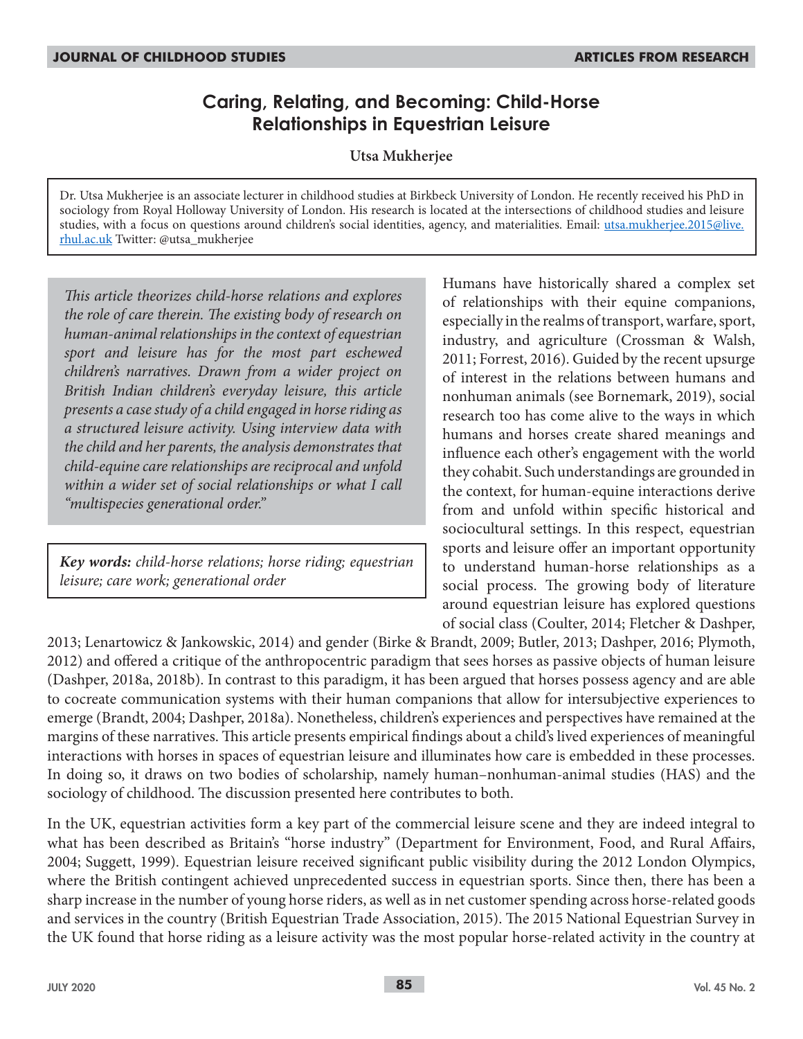# Caring, Relating, and Becoming: Child-Horse Relationships in Equestrian Leisure

**Utsa Mukherjee**

Dr. Utsa Mukherjee is an associate lecturer in childhood studies at Birkbeck University of London. He recently received his PhD in sociology from Royal Holloway University of London. His research is located at the intersections of childhood studies and leisure studies, with a focus on questions around children's social identities, agency, and materialities. Email: utsa.mukherjee.2015@live.rhul.ac.uk Twitter: @utsa_mukherjee

*This article theorizes child-horse relations and explores the role of care therein. The existing body of research on human-animal relationships in the context of equestrian sport and leisure has for the most part eschewed children's narratives. Drawn from a wider project on British Indian children's everyday leisure, this article presents a case study of a child engaged in horse riding as a structured leisure activity. Using interview data with the child and her parents, the analysis demonstrates that child-equine care relationships are reciprocal and unfold within a wider set of social relationships or what I call "multispecies generational order."*

***Key words:*** *child-horse relations; horse riding; equestrian leisure; care work; generational order*

Humans have historically shared a complex set of relationships with their equine companions, especially in the realms of transport, warfare, sport, industry, and agriculture (Crossman & Walsh, 2011; Forrest, 2016). Guided by the recent upsurge of interest in the relations between humans and nonhuman animals (see Bornemark, 2019), social research too has come alive to the ways in which humans and horses create shared meanings and influence each other's engagement with the world they cohabit. Such understandings are grounded in the context, for human-equine interactions derive from and unfold within specific historical and sociocultural settings. In this respect, equestrian sports and leisure offer an important opportunity to understand human-horse relationships as a social process. The growing body of literature around equestrian leisure has explored questions of social class (Coulter, 2014; Fletcher & Dashper, 2013; Lenartowicz & Jankowskic, 2014) and gender (Birke & Brandt, 2009; Butler, 2013; Dashper, 2016; Plymoth, 2012) and offered a critique of the anthropocentric paradigm that sees horses as passive objects of human leisure (Dashper, 2018a, 2018b). In contrast to this paradigm, it has been argued that horses possess agency and are able to cocreate communication systems with their human companions that allow for intersubjective experiences to emerge (Brandt, 2004; Dashper, 2018a). Nonetheless, children's experiences and perspectives have remained at the margins of these narratives. This article presents empirical findings about a child's lived experiences of meaningful interactions with horses in spaces of equestrian leisure and illuminates how care is embedded in these processes. In doing so, it draws on two bodies of scholarship, namely human–nonhuman-animal studies (HAS) and the sociology of childhood. The discussion presented here contributes to both.

In the UK, equestrian activities form a key part of the commercial leisure scene and they are indeed integral to what has been described as Britain's "horse industry" (Department for Environment, Food, and Rural Affairs, 2004; Suggett, 1999). Equestrian leisure received significant public visibility during the 2012 London Olympics, where the British contingent achieved unprecedented success in equestrian sports. Since then, there has been a sharp increase in the number of young horse riders, as well as in net customer spending across horse-related goods and services in the country (British Equestrian Trade Association, 2015). The 2015 National Equestrian Survey in the UK found that horse riding as a leisure activity was the most popular horse-related activity in the country at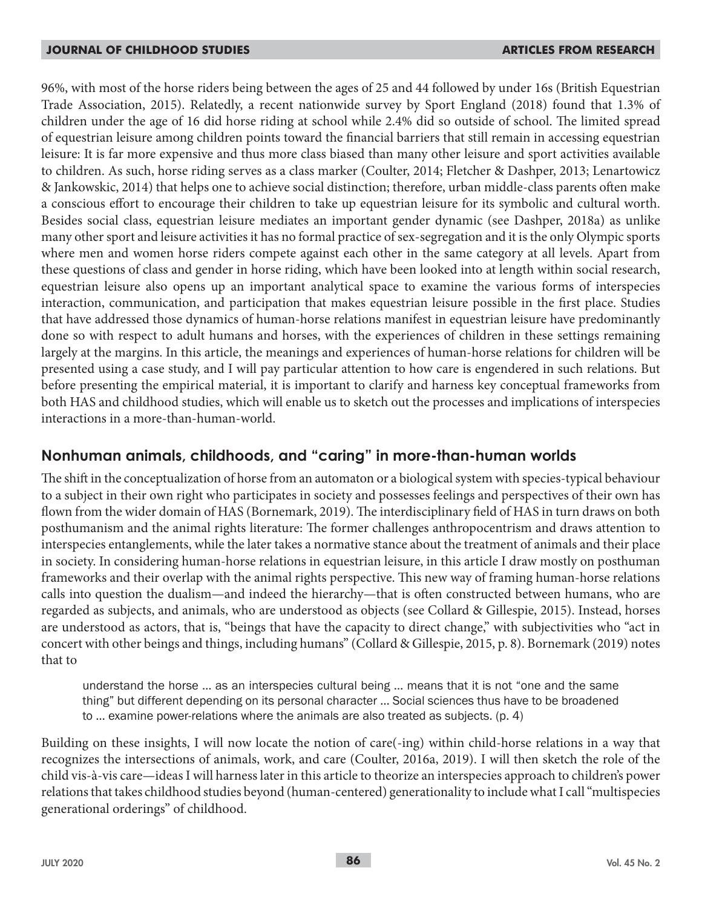96%, with most of the horse riders being between the ages of 25 and 44 followed by under 16s (British Equestrian Trade Association, 2015). Relatedly, a recent nationwide survey by Sport England (2018) found that 1.3% of children under the age of 16 did horse riding at school while 2.4% did so outside of school. The limited spread of equestrian leisure among children points toward the financial barriers that still remain in accessing equestrian leisure: It is far more expensive and thus more class biased than many other leisure and sport activities available to children. As such, horse riding serves as a class marker (Coulter, 2014; Fletcher & Dashper, 2013; Lenartowicz & Jankowskic, 2014) that helps one to achieve social distinction; therefore, urban middle-class parents often make a conscious effort to encourage their children to take up equestrian leisure for its symbolic and cultural worth. Besides social class, equestrian leisure mediates an important gender dynamic (see Dashper, 2018a) as unlike many other sport and leisure activities it has no formal practice of sex-segregation and it is the only Olympic sports where men and women horse riders compete against each other in the same category at all levels. Apart from these questions of class and gender in horse riding, which have been looked into at length within social research, equestrian leisure also opens up an important analytical space to examine the various forms of interspecies interaction, communication, and participation that makes equestrian leisure possible in the first place. Studies that have addressed those dynamics of human-horse relations manifest in equestrian leisure have predominantly done so with respect to adult humans and horses, with the experiences of children in these settings remaining largely at the margins. In this article, the meanings and experiences of human-horse relations for children will be presented using a case study, and I will pay particular attention to how care is engendered in such relations. But before presenting the empirical material, it is important to clarify and harness key conceptual frameworks from both HAS and childhood studies, which will enable us to sketch out the processes and implications of interspecies interactions in a more-than-human-world.

## Nonhuman animals, childhoods, and "caring" in more-than-human worlds

The shift in the conceptualization of horse from an automaton or a biological system with species-typical behaviour to a subject in their own right who participates in society and possesses feelings and perspectives of their own has flown from the wider domain of HAS (Bornemark, 2019). The interdisciplinary field of HAS in turn draws on both posthumanism and the animal rights literature: The former challenges anthropocentrism and draws attention to interspecies entanglements, while the later takes a normative stance about the treatment of animals and their place in society. In considering human-horse relations in equestrian leisure, in this article I draw mostly on posthuman frameworks and their overlap with the animal rights perspective. This new way of framing human-horse relations calls into question the dualism—and indeed the hierarchy—that is often constructed between humans, who are regarded as subjects, and animals, who are understood as objects (see Collard & Gillespie, 2015). Instead, horses are understood as actors, that is, "beings that have the capacity to direct change," with subjectivities who "act in concert with other beings and things, including humans" (Collard & Gillespie, 2015, p. 8). Bornemark (2019) notes that to

> understand the horse ... as an interspecies cultural being ... means that it is not "one and the same thing" but different depending on its personal character ... Social sciences thus have to be broadened to ... examine power-relations where the animals are also treated as subjects. (p. 4)

Building on these insights, I will now locate the notion of care(-ing) within child-horse relations in a way that recognizes the intersections of animals, work, and care (Coulter, 2016a, 2019). I will then sketch the role of the child vis-à-vis care—ideas I will harness later in this article to theorize an interspecies approach to children's power relations that takes childhood studies beyond (human-centered) generationality to include what I call "multispecies generational orderings" of childhood.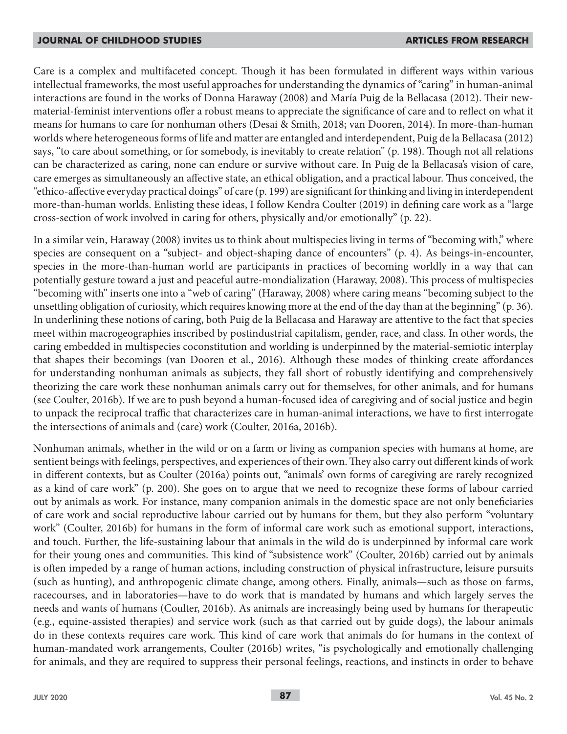Care is a complex and multifaceted concept. Though it has been formulated in different ways within various intellectual frameworks, the most useful approaches for understanding the dynamics of "caring" in human-animal interactions are found in the works of Donna Haraway (2008) and María Puig de la Bellacasa (2012). Their new-material-feminist interventions offer a robust means to appreciate the significance of care and to reflect on what it means for humans to care for nonhuman others (Desai & Smith, 2018; van Dooren, 2014). In more-than-human worlds where heterogeneous forms of life and matter are entangled and interdependent, Puig de la Bellacasa (2012) says, "to care about something, or for somebody, is inevitably to create relation" (p. 198). Though not all relations can be characterized as caring, none can endure or survive without care. In Puig de la Bellacasa's vision of care, care emerges as simultaneously an affective state, an ethical obligation, and a practical labour. Thus conceived, the "ethico-affective everyday practical doings" of care (p. 199) are significant for thinking and living in interdependent more-than-human worlds. Enlisting these ideas, I follow Kendra Coulter (2019) in defining care work as a "large cross-section of work involved in caring for others, physically and/or emotionally" (p. 22).

In a similar vein, Haraway (2008) invites us to think about multispecies living in terms of "becoming with," where species are consequent on a "subject- and object-shaping dance of encounters" (p. 4). As beings-in-encounter, species in the more-than-human world are participants in practices of becoming worldly in a way that can potentially gesture toward a just and peaceful autre-mondialization (Haraway, 2008). This process of multispecies "becoming with" inserts one into a "web of caring" (Haraway, 2008) where caring means "becoming subject to the unsettling obligation of curiosity, which requires knowing more at the end of the day than at the beginning" (p. 36). In underlining these notions of caring, both Puig de la Bellacasa and Haraway are attentive to the fact that species meet within macrogeographies inscribed by postindustrial capitalism, gender, race, and class. In other words, the caring embedded in multispecies coconstitution and worlding is underpinned by the material-semiotic interplay that shapes their becomings (van Dooren et al., 2016). Although these modes of thinking create affordances for understanding nonhuman animals as subjects, they fall short of robustly identifying and comprehensively theorizing the care work these nonhuman animals carry out for themselves, for other animals, and for humans (see Coulter, 2016b). If we are to push beyond a human-focused idea of caregiving and of social justice and begin to unpack the reciprocal traffic that characterizes care in human-animal interactions, we have to first interrogate the intersections of animals and (care) work (Coulter, 2016a, 2016b).

Nonhuman animals, whether in the wild or on a farm or living as companion species with humans at home, are sentient beings with feelings, perspectives, and experiences of their own. They also carry out different kinds of work in different contexts, but as Coulter (2016a) points out, "animals' own forms of caregiving are rarely recognized as a kind of care work" (p. 200). She goes on to argue that we need to recognize these forms of labour carried out by animals as work. For instance, many companion animals in the domestic space are not only beneficiaries of care work and social reproductive labour carried out by humans for them, but they also perform "voluntary work" (Coulter, 2016b) for humans in the form of informal care work such as emotional support, interactions, and touch. Further, the life-sustaining labour that animals in the wild do is underpinned by informal care work for their young ones and communities. This kind of "subsistence work" (Coulter, 2016b) carried out by animals is often impeded by a range of human actions, including construction of physical infrastructure, leisure pursuits (such as hunting), and anthropogenic climate change, among others. Finally, animals—such as those on farms, racecourses, and in laboratories—have to do work that is mandated by humans and which largely serves the needs and wants of humans (Coulter, 2016b). As animals are increasingly being used by humans for therapeutic (e.g., equine-assisted therapies) and service work (such as that carried out by guide dogs), the labour animals do in these contexts requires care work. This kind of care work that animals do for humans in the context of human-mandated work arrangements, Coulter (2016b) writes, "is psychologically and emotionally challenging for animals, and they are required to suppress their personal feelings, reactions, and instincts in order to behave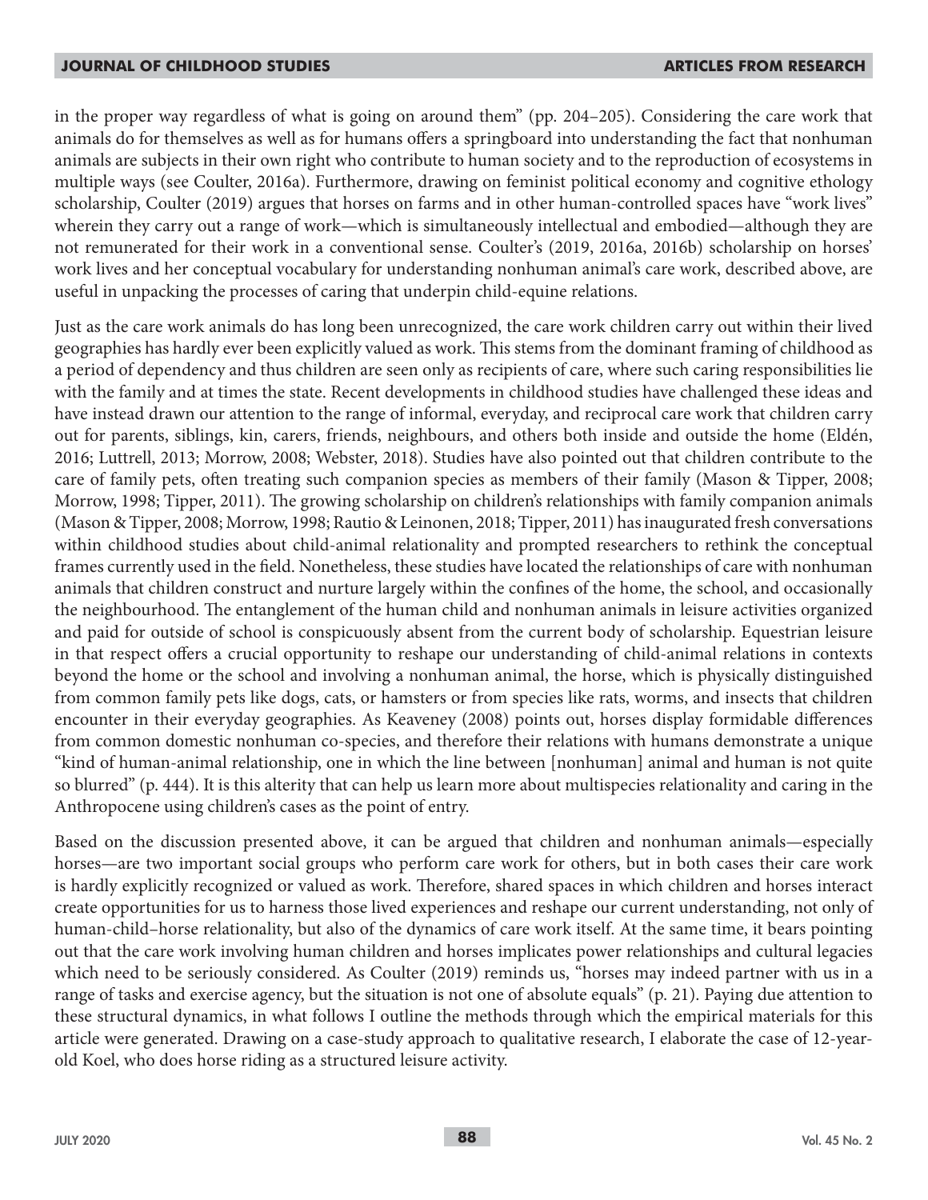in the proper way regardless of what is going on around them" (pp. 204–205). Considering the care work that animals do for themselves as well as for humans offers a springboard into understanding the fact that nonhuman animals are subjects in their own right who contribute to human society and to the reproduction of ecosystems in multiple ways (see Coulter, 2016a). Furthermore, drawing on feminist political economy and cognitive ethology scholarship, Coulter (2019) argues that horses on farms and in other human-controlled spaces have "work lives" wherein they carry out a range of work—which is simultaneously intellectual and embodied—although they are not remunerated for their work in a conventional sense. Coulter's (2019, 2016a, 2016b) scholarship on horses' work lives and her conceptual vocabulary for understanding nonhuman animal's care work, described above, are useful in unpacking the processes of caring that underpin child-equine relations.

Just as the care work animals do has long been unrecognized, the care work children carry out within their lived geographies has hardly ever been explicitly valued as work. This stems from the dominant framing of childhood as a period of dependency and thus children are seen only as recipients of care, where such caring responsibilities lie with the family and at times the state. Recent developments in childhood studies have challenged these ideas and have instead drawn our attention to the range of informal, everyday, and reciprocal care work that children carry out for parents, siblings, kin, carers, friends, neighbours, and others both inside and outside the home (Eldén, 2016; Luttrell, 2013; Morrow, 2008; Webster, 2018). Studies have also pointed out that children contribute to the care of family pets, often treating such companion species as members of their family (Mason & Tipper, 2008; Morrow, 1998; Tipper, 2011). The growing scholarship on children's relationships with family companion animals (Mason & Tipper, 2008; Morrow, 1998; Rautio & Leinonen, 2018; Tipper, 2011) has inaugurated fresh conversations within childhood studies about child-animal relationality and prompted researchers to rethink the conceptual frames currently used in the field. Nonetheless, these studies have located the relationships of care with nonhuman animals that children construct and nurture largely within the confines of the home, the school, and occasionally the neighbourhood. The entanglement of the human child and nonhuman animals in leisure activities organized and paid for outside of school is conspicuously absent from the current body of scholarship. Equestrian leisure in that respect offers a crucial opportunity to reshape our understanding of child-animal relations in contexts beyond the home or the school and involving a nonhuman animal, the horse, which is physically distinguished from common family pets like dogs, cats, or hamsters or from species like rats, worms, and insects that children encounter in their everyday geographies. As Keaveney (2008) points out, horses display formidable differences from common domestic nonhuman co-species, and therefore their relations with humans demonstrate a unique "kind of human-animal relationship, one in which the line between [nonhuman] animal and human is not quite so blurred" (p. 444). It is this alterity that can help us learn more about multispecies relationality and caring in the Anthropocene using children's cases as the point of entry.

Based on the discussion presented above, it can be argued that children and nonhuman animals—especially horses—are two important social groups who perform care work for others, but in both cases their care work is hardly explicitly recognized or valued as work. Therefore, shared spaces in which children and horses interact create opportunities for us to harness those lived experiences and reshape our current understanding, not only of human-child–horse relationality, but also of the dynamics of care work itself. At the same time, it bears pointing out that the care work involving human children and horses implicates power relationships and cultural legacies which need to be seriously considered. As Coulter (2019) reminds us, "horses may indeed partner with us in a range of tasks and exercise agency, but the situation is not one of absolute equals" (p. 21). Paying due attention to these structural dynamics, in what follows I outline the methods through which the empirical materials for this article were generated. Drawing on a case-study approach to qualitative research, I elaborate the case of 12-year-old Koel, who does horse riding as a structured leisure activity.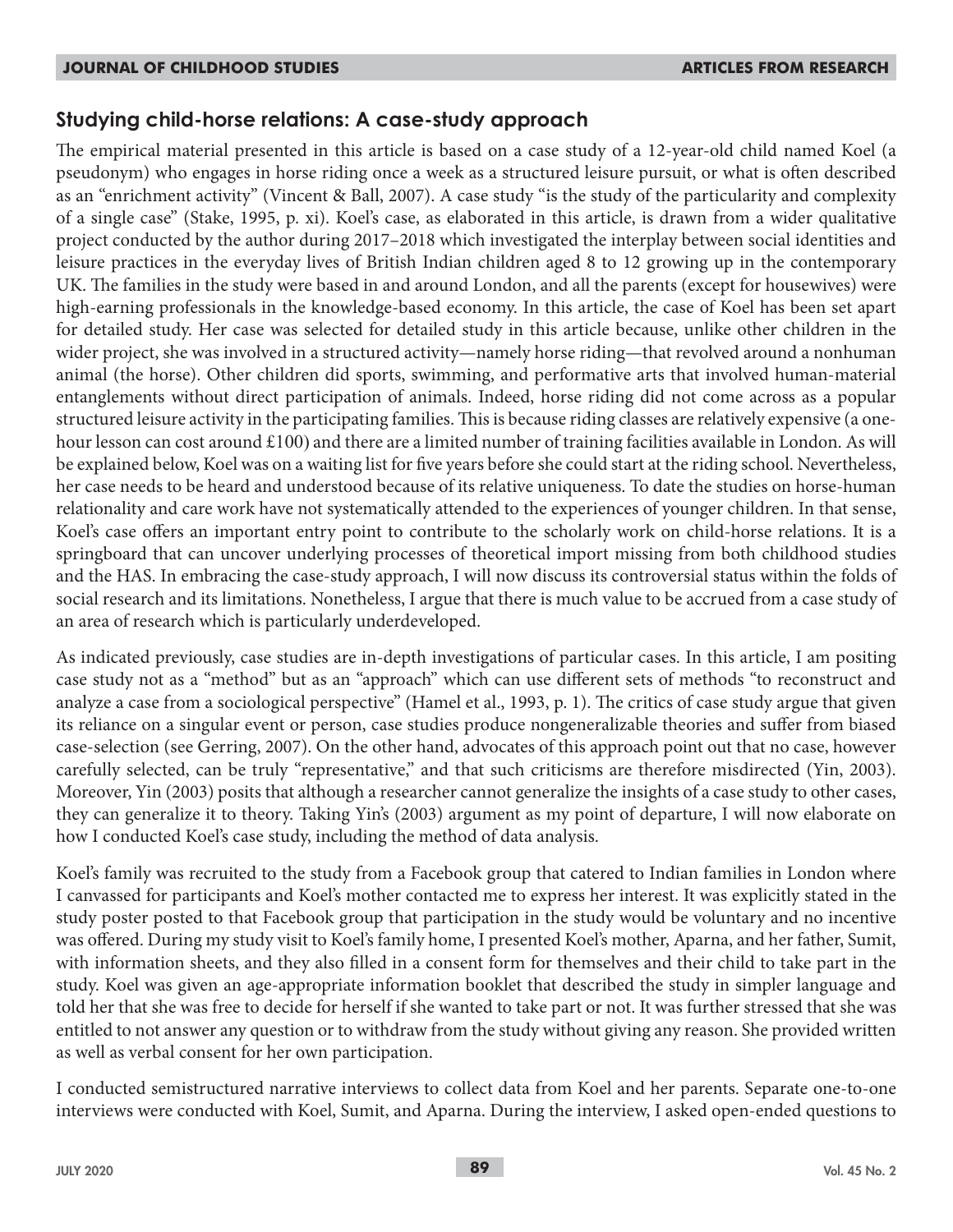## Studying child-horse relations: A case-study approach

The empirical material presented in this article is based on a case study of a 12-year-old child named Koel (a pseudonym) who engages in horse riding once a week as a structured leisure pursuit, or what is often described as an "enrichment activity" (Vincent & Ball, 2007). A case study "is the study of the particularity and complexity of a single case" (Stake, 1995, p. xi). Koel's case, as elaborated in this article, is drawn from a wider qualitative project conducted by the author during 2017–2018 which investigated the interplay between social identities and leisure practices in the everyday lives of British Indian children aged 8 to 12 growing up in the contemporary UK. The families in the study were based in and around London, and all the parents (except for housewives) were high-earning professionals in the knowledge-based economy. In this article, the case of Koel has been set apart for detailed study. Her case was selected for detailed study in this article because, unlike other children in the wider project, she was involved in a structured activity—namely horse riding—that revolved around a nonhuman animal (the horse). Other children did sports, swimming, and performative arts that involved human-material entanglements without direct participation of animals. Indeed, horse riding did not come across as a popular structured leisure activity in the participating families. This is because riding classes are relatively expensive (a one-hour lesson can cost around £100) and there are a limited number of training facilities available in London. As will be explained below, Koel was on a waiting list for five years before she could start at the riding school. Nevertheless, her case needs to be heard and understood because of its relative uniqueness. To date the studies on horse-human relationality and care work have not systematically attended to the experiences of younger children. In that sense, Koel's case offers an important entry point to contribute to the scholarly work on child-horse relations. It is a springboard that can uncover underlying processes of theoretical import missing from both childhood studies and the HAS. In embracing the case-study approach, I will now discuss its controversial status within the folds of social research and its limitations. Nonetheless, I argue that there is much value to be accrued from a case study of an area of research which is particularly underdeveloped.

As indicated previously, case studies are in-depth investigations of particular cases. In this article, I am positing case study not as a "method" but as an "approach" which can use different sets of methods "to reconstruct and analyze a case from a sociological perspective" (Hamel et al., 1993, p. 1). The critics of case study argue that given its reliance on a singular event or person, case studies produce nongeneralizable theories and suffer from biased case-selection (see Gerring, 2007). On the other hand, advocates of this approach point out that no case, however carefully selected, can be truly "representative," and that such criticisms are therefore misdirected (Yin, 2003). Moreover, Yin (2003) posits that although a researcher cannot generalize the insights of a case study to other cases, they can generalize it to theory. Taking Yin's (2003) argument as my point of departure, I will now elaborate on how I conducted Koel's case study, including the method of data analysis.

Koel's family was recruited to the study from a Facebook group that catered to Indian families in London where I canvassed for participants and Koel's mother contacted me to express her interest. It was explicitly stated in the study poster posted to that Facebook group that participation in the study would be voluntary and no incentive was offered. During my study visit to Koel's family home, I presented Koel's mother, Aparna, and her father, Sumit, with information sheets, and they also filled in a consent form for themselves and their child to take part in the study. Koel was given an age-appropriate information booklet that described the study in simpler language and told her that she was free to decide for herself if she wanted to take part or not. It was further stressed that she was entitled to not answer any question or to withdraw from the study without giving any reason. She provided written as well as verbal consent for her own participation.

I conducted semistructured narrative interviews to collect data from Koel and her parents. Separate one-to-one interviews were conducted with Koel, Sumit, and Aparna. During the interview, I asked open-ended questions to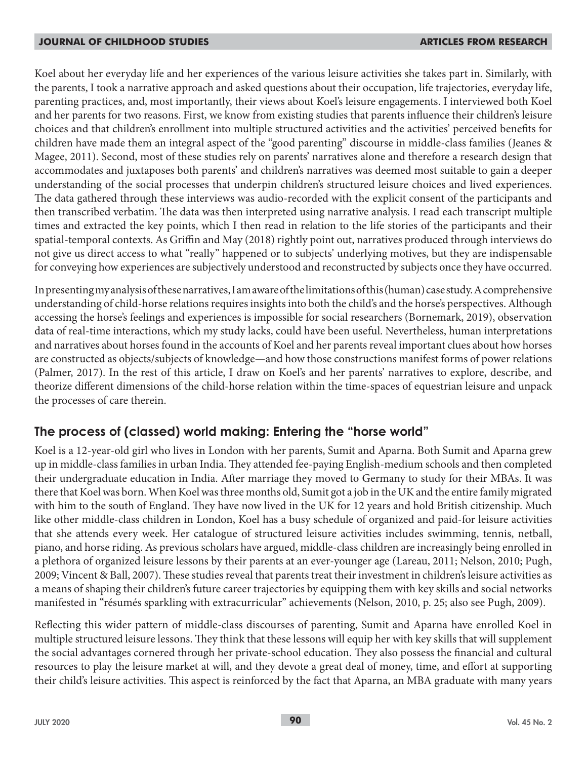Koel about her everyday life and her experiences of the various leisure activities she takes part in. Similarly, with the parents, I took a narrative approach and asked questions about their occupation, life trajectories, everyday life, parenting practices, and, most importantly, their views about Koel's leisure engagements. I interviewed both Koel and her parents for two reasons. First, we know from existing studies that parents influence their children's leisure choices and that children's enrollment into multiple structured activities and the activities' perceived benefits for children have made them an integral aspect of the "good parenting" discourse in middle-class families (Jeanes & Magee, 2011). Second, most of these studies rely on parents' narratives alone and therefore a research design that accommodates and juxtaposes both parents' and children's narratives was deemed most suitable to gain a deeper understanding of the social processes that underpin children's structured leisure choices and lived experiences. The data gathered through these interviews was audio-recorded with the explicit consent of the participants and then transcribed verbatim. The data was then interpreted using narrative analysis. I read each transcript multiple times and extracted the key points, which I then read in relation to the life stories of the participants and their spatial-temporal contexts. As Griffin and May (2018) rightly point out, narratives produced through interviews do not give us direct access to what "really" happened or to subjects' underlying motives, but they are indispensable for conveying how experiences are subjectively understood and reconstructed by subjects once they have occurred.

In presenting my analysis of these narratives, I am aware of the limitations of this (human) case study. A comprehensive understanding of child-horse relations requires insights into both the child's and the horse's perspectives. Although accessing the horse's feelings and experiences is impossible for social researchers (Bornemark, 2019), observation data of real-time interactions, which my study lacks, could have been useful. Nevertheless, human interpretations and narratives about horses found in the accounts of Koel and her parents reveal important clues about how horses are constructed as objects/subjects of knowledge—and how those constructions manifest forms of power relations (Palmer, 2017). In the rest of this article, I draw on Koel's and her parents' narratives to explore, describe, and theorize different dimensions of the child-horse relation within the time-spaces of equestrian leisure and unpack the processes of care therein.

## The process of (classed) world making: Entering the "horse world"

Koel is a 12-year-old girl who lives in London with her parents, Sumit and Aparna. Both Sumit and Aparna grew up in middle-class families in urban India. They attended fee-paying English-medium schools and then completed their undergraduate education in India. After marriage they moved to Germany to study for their MBAs. It was there that Koel was born. When Koel was three months old, Sumit got a job in the UK and the entire family migrated with him to the south of England. They have now lived in the UK for 12 years and hold British citizenship. Much like other middle-class children in London, Koel has a busy schedule of organized and paid-for leisure activities that she attends every week. Her catalogue of structured leisure activities includes swimming, tennis, netball, piano, and horse riding. As previous scholars have argued, middle-class children are increasingly being enrolled in a plethora of organized leisure lessons by their parents at an ever-younger age (Lareau, 2011; Nelson, 2010; Pugh, 2009; Vincent & Ball, 2007). These studies reveal that parents treat their investment in children's leisure activities as a means of shaping their children's future career trajectories by equipping them with key skills and social networks manifested in "résumés sparkling with extracurricular" achievements (Nelson, 2010, p. 25; also see Pugh, 2009).

Reflecting this wider pattern of middle-class discourses of parenting, Sumit and Aparna have enrolled Koel in multiple structured leisure lessons. They think that these lessons will equip her with key skills that will supplement the social advantages cornered through her private-school education. They also possess the financial and cultural resources to play the leisure market at will, and they devote a great deal of money, time, and effort at supporting their child's leisure activities. This aspect is reinforced by the fact that Aparna, an MBA graduate with many years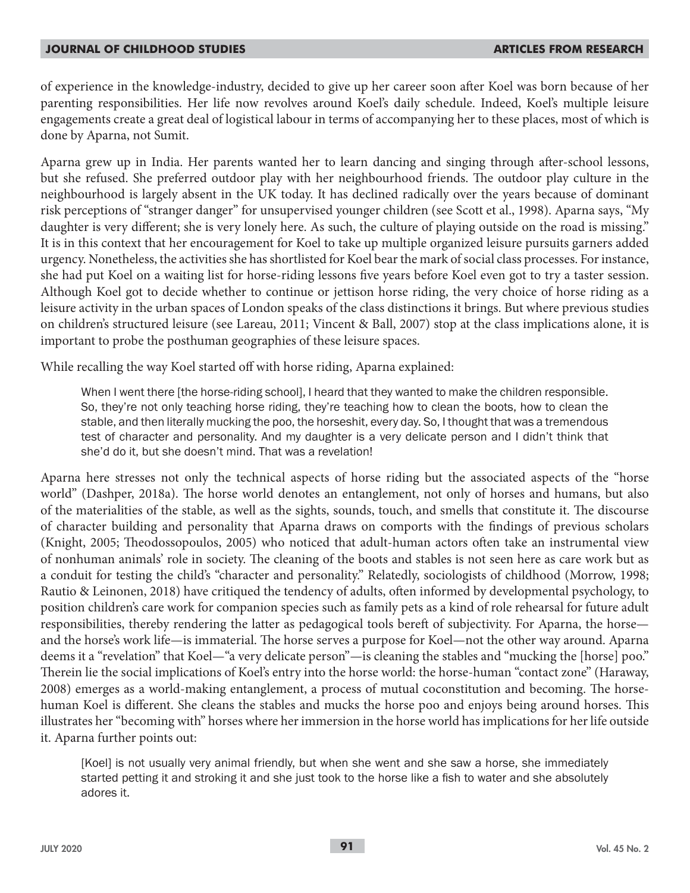of experience in the knowledge-industry, decided to give up her career soon after Koel was born because of her parenting responsibilities. Her life now revolves around Koel's daily schedule. Indeed, Koel's multiple leisure engagements create a great deal of logistical labour in terms of accompanying her to these places, most of which is done by Aparna, not Sumit.

Aparna grew up in India. Her parents wanted her to learn dancing and singing through after-school lessons, but she refused. She preferred outdoor play with her neighbourhood friends. The outdoor play culture in the neighbourhood is largely absent in the UK today. It has declined radically over the years because of dominant risk perceptions of "stranger danger" for unsupervised younger children (see Scott et al., 1998). Aparna says, "My daughter is very different; she is very lonely here. As such, the culture of playing outside on the road is missing." It is in this context that her encouragement for Koel to take up multiple organized leisure pursuits garners added urgency. Nonetheless, the activities she has shortlisted for Koel bear the mark of social class processes. For instance, she had put Koel on a waiting list for horse-riding lessons five years before Koel even got to try a taster session. Although Koel got to decide whether to continue or jettison horse riding, the very choice of horse riding as a leisure activity in the urban spaces of London speaks of the class distinctions it brings. But where previous studies on children's structured leisure (see Lareau, 2011; Vincent & Ball, 2007) stop at the class implications alone, it is important to probe the posthuman geographies of these leisure spaces.

While recalling the way Koel started off with horse riding, Aparna explained:

> When I went there [the horse-riding school], I heard that they wanted to make the children responsible. So, they're not only teaching horse riding, they're teaching how to clean the boots, how to clean the stable, and then literally mucking the poo, the horseshit, every day. So, I thought that was a tremendous test of character and personality. And my daughter is a very delicate person and I didn't think that she'd do it, but she doesn't mind. That was a revelation!

Aparna here stresses not only the technical aspects of horse riding but the associated aspects of the "horse world" (Dashper, 2018a). The horse world denotes an entanglement, not only of horses and humans, but also of the materialities of the stable, as well as the sights, sounds, touch, and smells that constitute it. The discourse of character building and personality that Aparna draws on comports with the findings of previous scholars (Knight, 2005; Theodossopoulos, 2005) who noticed that adult-human actors often take an instrumental view of nonhuman animals' role in society. The cleaning of the boots and stables is not seen here as care work but as a conduit for testing the child's "character and personality." Relatedly, sociologists of childhood (Morrow, 1998; Rautio & Leinonen, 2018) have critiqued the tendency of adults, often informed by developmental psychology, to position children's care work for companion species such as family pets as a kind of role rehearsal for future adult responsibilities, thereby rendering the latter as pedagogical tools bereft of subjectivity. For Aparna, the horse—and the horse's work life—is immaterial. The horse serves a purpose for Koel—not the other way around. Aparna deems it a "revelation" that Koel—"a very delicate person"—is cleaning the stables and "mucking the [horse] poo." Therein lie the social implications of Koel's entry into the horse world: the horse-human "contact zone" (Haraway, 2008) emerges as a world-making entanglement, a process of mutual coconstitution and becoming. The horse-human Koel is different. She cleans the stables and mucks the horse poo and enjoys being around horses. This illustrates her "becoming with" horses where her immersion in the horse world has implications for her life outside it. Aparna further points out:

> [Koel] is not usually very animal friendly, but when she went and she saw a horse, she immediately started petting it and stroking it and she just took to the horse like a fish to water and she absolutely adores it.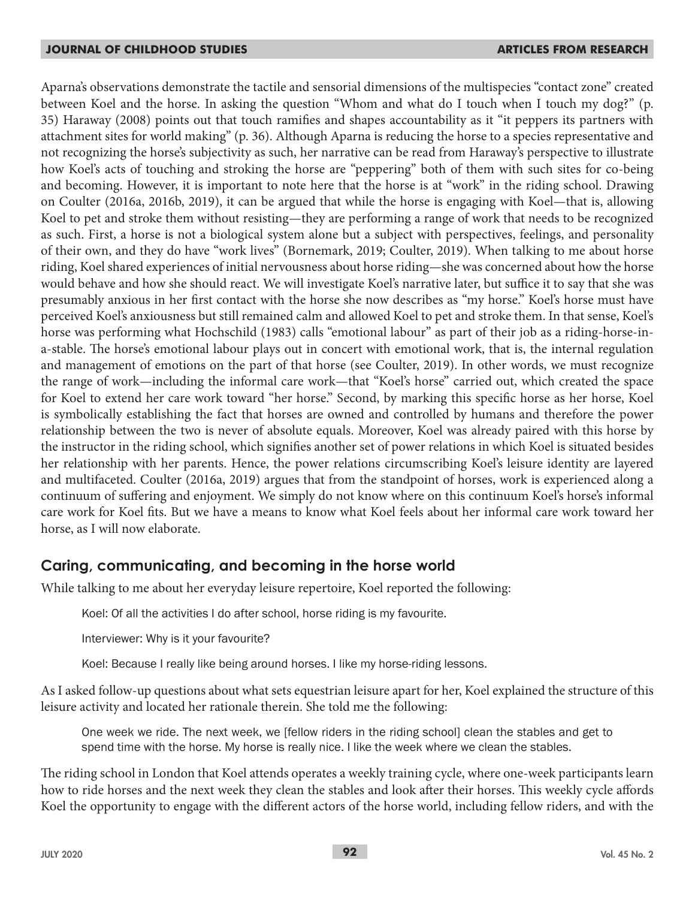Aparna's observations demonstrate the tactile and sensorial dimensions of the multispecies "contact zone" created between Koel and the horse. In asking the question "Whom and what do I touch when I touch my dog?" (p. 35) Haraway (2008) points out that touch ramifies and shapes accountability as it "it peppers its partners with attachment sites for world making" (p. 36). Although Aparna is reducing the horse to a species representative and not recognizing the horse's subjectivity as such, her narrative can be read from Haraway's perspective to illustrate how Koel's acts of touching and stroking the horse are "peppering" both of them with such sites for co-being and becoming. However, it is important to note here that the horse is at "work" in the riding school. Drawing on Coulter (2016a, 2016b, 2019), it can be argued that while the horse is engaging with Koel—that is, allowing Koel to pet and stroke them without resisting—they are performing a range of work that needs to be recognized as such. First, a horse is not a biological system alone but a subject with perspectives, feelings, and personality of their own, and they do have "work lives" (Bornemark, 2019; Coulter, 2019). When talking to me about horse riding, Koel shared experiences of initial nervousness about horse riding—she was concerned about how the horse would behave and how she should react. We will investigate Koel's narrative later, but suffice it to say that she was presumably anxious in her first contact with the horse she now describes as "my horse." Koel's horse must have perceived Koel's anxiousness but still remained calm and allowed Koel to pet and stroke them. In that sense, Koel's horse was performing what Hochschild (1983) calls "emotional labour" as part of their job as a riding-horse-in-a-stable. The horse's emotional labour plays out in concert with emotional work, that is, the internal regulation and management of emotions on the part of that horse (see Coulter, 2019). In other words, we must recognize the range of work—including the informal care work—that "Koel's horse" carried out, which created the space for Koel to extend her care work toward "her horse." Second, by marking this specific horse as her horse, Koel is symbolically establishing the fact that horses are owned and controlled by humans and therefore the power relationship between the two is never of absolute equals. Moreover, Koel was already paired with this horse by the instructor in the riding school, which signifies another set of power relations in which Koel is situated besides her relationship with her parents. Hence, the power relations circumscribing Koel's leisure identity are layered and multifaceted. Coulter (2016a, 2019) argues that from the standpoint of horses, work is experienced along a continuum of suffering and enjoyment. We simply do not know where on this continuum Koel's horse's informal care work for Koel fits. But we have a means to know what Koel feels about her informal care work toward her horse, as I will now elaborate.

## Caring, communicating, and becoming in the horse world

While talking to me about her everyday leisure repertoire, Koel reported the following:

> Koel: Of all the activities I do after school, horse riding is my favourite.
>
> Interviewer: Why is it your favourite?
>
> Koel: Because I really like being around horses. I like my horse-riding lessons.

As I asked follow-up questions about what sets equestrian leisure apart for her, Koel explained the structure of this leisure activity and located her rationale therein. She told me the following:

> One week we ride. The next week, we [fellow riders in the riding school] clean the stables and get to spend time with the horse. My horse is really nice. I like the week where we clean the stables.

The riding school in London that Koel attends operates a weekly training cycle, where one-week participants learn how to ride horses and the next week they clean the stables and look after their horses. This weekly cycle affords Koel the opportunity to engage with the different actors of the horse world, including fellow riders, and with the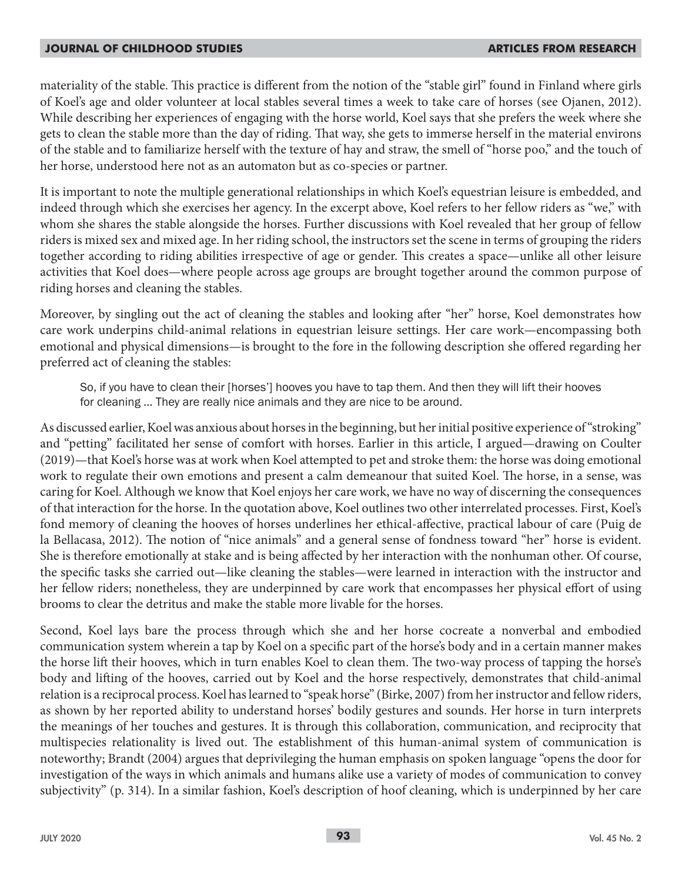materiality of the stable. This practice is different from the notion of the "stable girl" found in Finland where girls of Koel's age and older volunteer at local stables several times a week to take care of horses (see Ojanen, 2012). While describing her experiences of engaging with the horse world, Koel says that she prefers the week where she gets to clean the stable more than the day of riding. That way, she gets to immerse herself in the material environs of the stable and to familiarize herself with the texture of hay and straw, the smell of "horse poo," and the touch of her horse, understood here not as an automaton but as co-species or partner.

It is important to note the multiple generational relationships in which Koel's equestrian leisure is embedded, and indeed through which she exercises her agency. In the excerpt above, Koel refers to her fellow riders as "we," with whom she shares the stable alongside the horses. Further discussions with Koel revealed that her group of fellow riders is mixed sex and mixed age. In her riding school, the instructors set the scene in terms of grouping the riders together according to riding abilities irrespective of age or gender. This creates a space—unlike all other leisure activities that Koel does—where people across age groups are brought together around the common purpose of riding horses and cleaning the stables.

Moreover, by singling out the act of cleaning the stables and looking after "her" horse, Koel demonstrates how care work underpins child-animal relations in equestrian leisure settings. Her care work—encompassing both emotional and physical dimensions—is brought to the fore in the following description she offered regarding her preferred act of cleaning the stables:

> So, if you have to clean their [horses'] hooves you have to tap them. And then they will lift their hooves for cleaning ... They are really nice animals and they are nice to be around.

As discussed earlier, Koel was anxious about horses in the beginning, but her initial positive experience of "stroking" and "petting" facilitated her sense of comfort with horses. Earlier in this article, I argued—drawing on Coulter (2019)—that Koel's horse was at work when Koel attempted to pet and stroke them: the horse was doing emotional work to regulate their own emotions and present a calm demeanour that suited Koel. The horse, in a sense, was caring for Koel. Although we know that Koel enjoys her care work, we have no way of discerning the consequences of that interaction for the horse. In the quotation above, Koel outlines two other interrelated processes. First, Koel's fond memory of cleaning the hooves of horses underlines her ethical-affective, practical labour of care (Puig de la Bellacasa, 2012). The notion of "nice animals" and a general sense of fondness toward "her" horse is evident. She is therefore emotionally at stake and is being affected by her interaction with the nonhuman other. Of course, the specific tasks she carried out—like cleaning the stables—were learned in interaction with the instructor and her fellow riders; nonetheless, they are underpinned by care work that encompasses her physical effort of using brooms to clear the detritus and make the stable more livable for the horses.

Second, Koel lays bare the process through which she and her horse cocreate a nonverbal and embodied communication system wherein a tap by Koel on a specific part of the horse's body and in a certain manner makes the horse lift their hooves, which in turn enables Koel to clean them. The two-way process of tapping the horse's body and lifting of the hooves, carried out by Koel and the horse respectively, demonstrates that child-animal relation is a reciprocal process. Koel has learned to "speak horse" (Birke, 2007) from her instructor and fellow riders, as shown by her reported ability to understand horses' bodily gestures and sounds. Her horse in turn interprets the meanings of her touches and gestures. It is through this collaboration, communication, and reciprocity that multispecies relationality is lived out. The establishment of this human-animal system of communication is noteworthy; Brandt (2004) argues that deprivileging the human emphasis on spoken language "opens the door for investigation of the ways in which animals and humans alike use a variety of modes of communication to convey subjectivity" (p. 314). In a similar fashion, Koel's description of hoof cleaning, which is underpinned by her care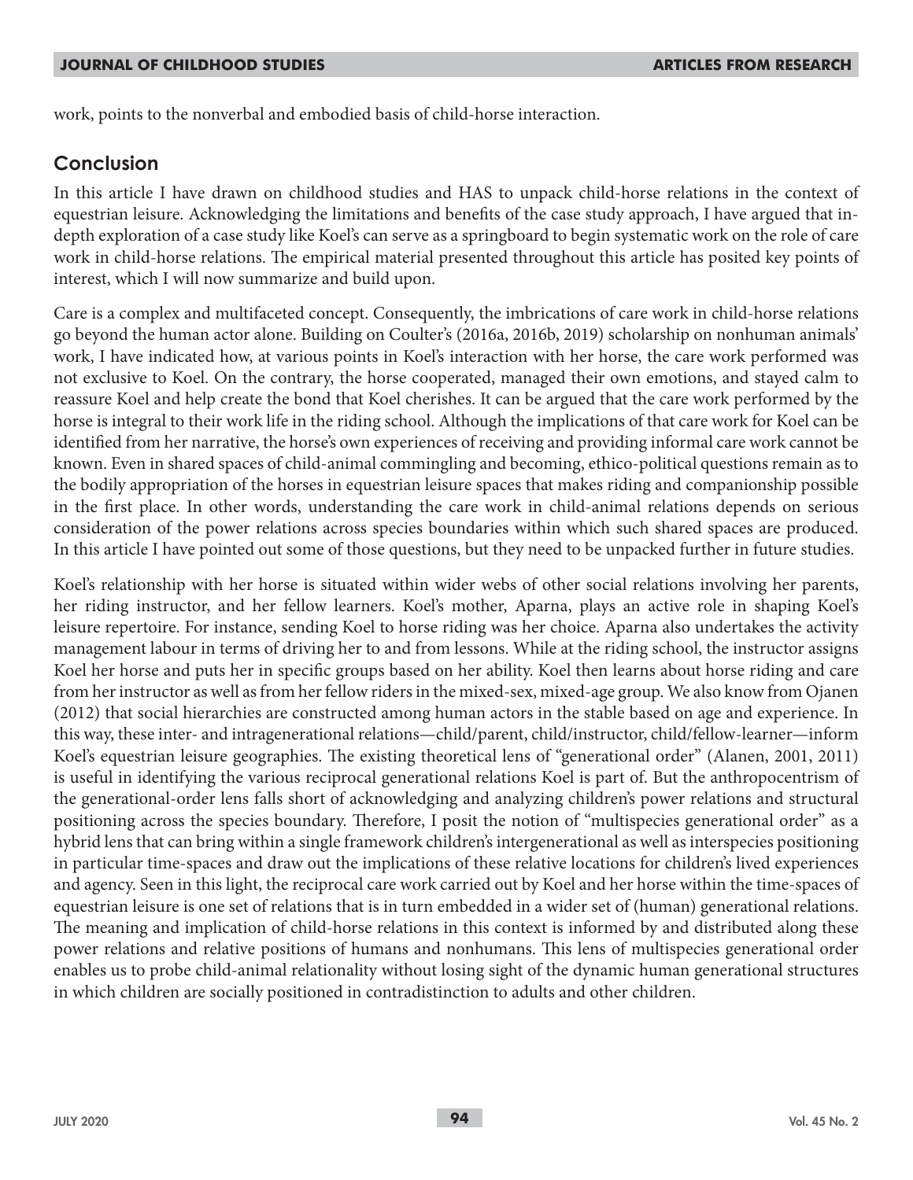work, points to the nonverbal and embodied basis of child-horse interaction.

## Conclusion

In this article I have drawn on childhood studies and HAS to unpack child-horse relations in the context of equestrian leisure. Acknowledging the limitations and benefits of the case study approach, I have argued that in-depth exploration of a case study like Koel's can serve as a springboard to begin systematic work on the role of care work in child-horse relations. The empirical material presented throughout this article has posited key points of interest, which I will now summarize and build upon.

Care is a complex and multifaceted concept. Consequently, the imbrications of care work in child-horse relations go beyond the human actor alone. Building on Coulter's (2016a, 2016b, 2019) scholarship on nonhuman animals' work, I have indicated how, at various points in Koel's interaction with her horse, the care work performed was not exclusive to Koel. On the contrary, the horse cooperated, managed their own emotions, and stayed calm to reassure Koel and help create the bond that Koel cherishes. It can be argued that the care work performed by the horse is integral to their work life in the riding school. Although the implications of that care work for Koel can be identified from her narrative, the horse's own experiences of receiving and providing informal care work cannot be known. Even in shared spaces of child-animal commingling and becoming, ethico-political questions remain as to the bodily appropriation of the horses in equestrian leisure spaces that makes riding and companionship possible in the first place. In other words, understanding the care work in child-animal relations depends on serious consideration of the power relations across species boundaries within which such shared spaces are produced. In this article I have pointed out some of those questions, but they need to be unpacked further in future studies.

Koel's relationship with her horse is situated within wider webs of other social relations involving her parents, her riding instructor, and her fellow learners. Koel's mother, Aparna, plays an active role in shaping Koel's leisure repertoire. For instance, sending Koel to horse riding was her choice. Aparna also undertakes the activity management labour in terms of driving her to and from lessons. While at the riding school, the instructor assigns Koel her horse and puts her in specific groups based on her ability. Koel then learns about horse riding and care from her instructor as well as from her fellow riders in the mixed-sex, mixed-age group. We also know from Ojanen (2012) that social hierarchies are constructed among human actors in the stable based on age and experience. In this way, these inter- and intragenerational relations—child/parent, child/instructor, child/fellow-learner—inform Koel's equestrian leisure geographies. The existing theoretical lens of "generational order" (Alanen, 2001, 2011) is useful in identifying the various reciprocal generational relations Koel is part of. But the anthropocentrism of the generational-order lens falls short of acknowledging and analyzing children's power relations and structural positioning across the species boundary. Therefore, I posit the notion of "multispecies generational order" as a hybrid lens that can bring within a single framework children's intergenerational as well as interspecies positioning in particular time-spaces and draw out the implications of these relative locations for children's lived experiences and agency. Seen in this light, the reciprocal care work carried out by Koel and her horse within the time-spaces of equestrian leisure is one set of relations that is in turn embedded in a wider set of (human) generational relations. The meaning and implication of child-horse relations in this context is informed by and distributed along these power relations and relative positions of humans and nonhumans. This lens of multispecies generational order enables us to probe child-animal relationality without losing sight of the dynamic human generational structures in which children are socially positioned in contradistinction to adults and other children.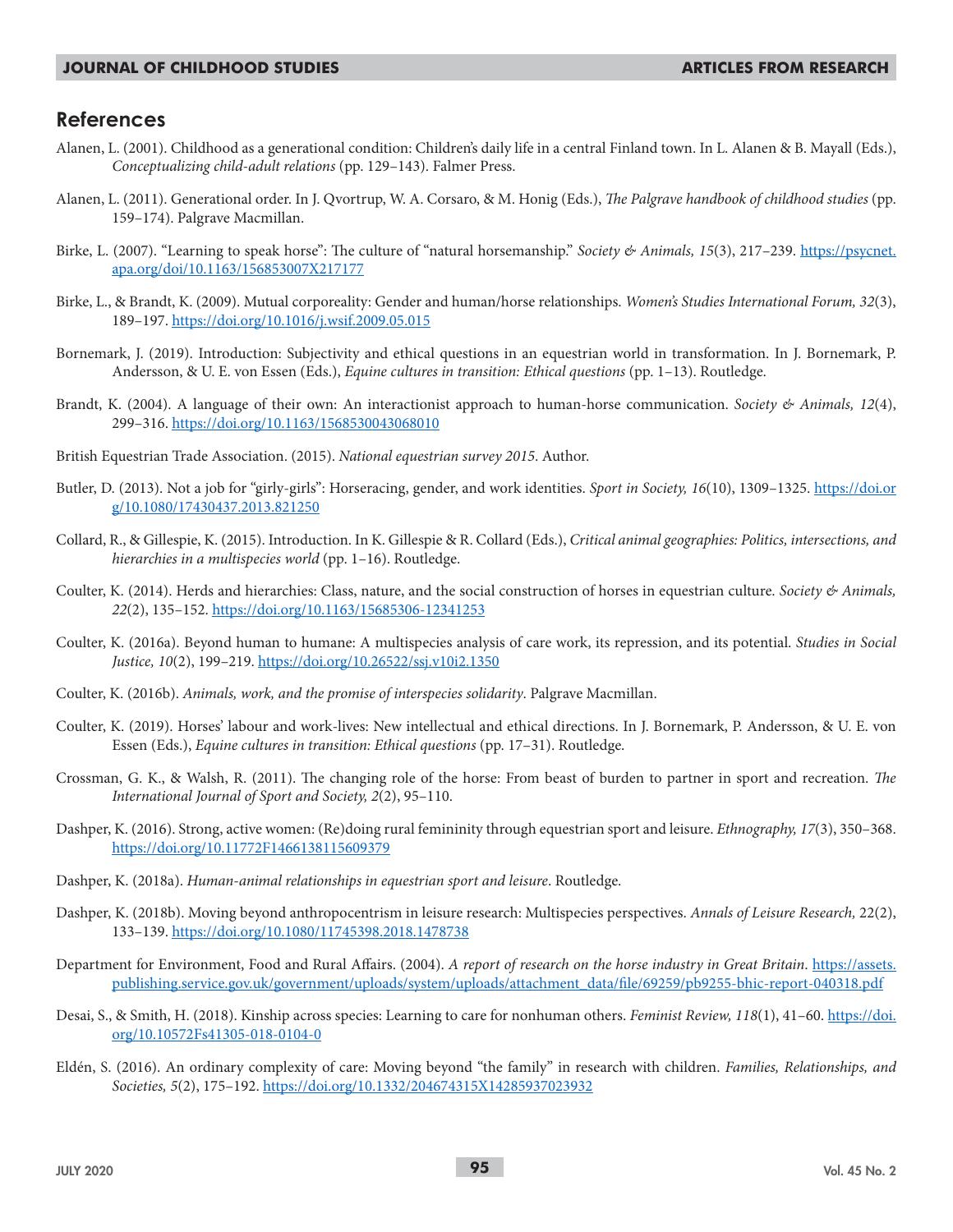## References

Alanen, L. (2001). Childhood as a generational condition: Children's daily life in a central Finland town. In L. Alanen & B. Mayall (Eds.), *Conceptualizing child-adult relations* (pp. 129–143). Falmer Press.

Alanen, L. (2011). Generational order. In J. Qvortrup, W. A. Corsaro, & M. Honig (Eds.), *The Palgrave handbook of childhood studies* (pp. 159–174). Palgrave Macmillan.

Birke, L. (2007). "Learning to speak horse": The culture of "natural horsemanship." *Society & Animals, 15*(3), 217–239. https://psycnet.apa.org/doi/10.1163/156853007X217177

Birke, L., & Brandt, K. (2009). Mutual corporeality: Gender and human/horse relationships. *Women's Studies International Forum, 32*(3), 189–197. https://doi.org/10.1016/j.wsif.2009.05.015

Bornemark, J. (2019). Introduction: Subjectivity and ethical questions in an equestrian world in transformation. In J. Bornemark, P. Andersson, & U. E. von Essen (Eds.), *Equine cultures in transition: Ethical questions* (pp. 1–13). Routledge.

Brandt, K. (2004). A language of their own: An interactionist approach to human-horse communication. *Society & Animals, 12*(4), 299–316. https://doi.org/10.1163/1568530043068010

British Equestrian Trade Association. (2015). *National equestrian survey 2015*. Author.

Butler, D. (2013). Not a job for "girly-girls": Horseracing, gender, and work identities. *Sport in Society, 16*(10), 1309–1325. https://doi.org/10.1080/17430437.2013.821250

Collard, R., & Gillespie, K. (2015). Introduction. In K. Gillespie & R. Collard (Eds.), *Critical animal geographies: Politics, intersections, and hierarchies in a multispecies world* (pp. 1–16). Routledge.

Coulter, K. (2014). Herds and hierarchies: Class, nature, and the social construction of horses in equestrian culture. *Society & Animals, 22*(2), 135–152. https://doi.org/10.1163/15685306-12341253

Coulter, K. (2016a). Beyond human to humane: A multispecies analysis of care work, its repression, and its potential. *Studies in Social Justice, 10*(2), 199–219. https://doi.org/10.26522/ssj.v10i2.1350

Coulter, K. (2016b). *Animals, work, and the promise of interspecies solidarity*. Palgrave Macmillan.

Coulter, K. (2019). Horses' labour and work-lives: New intellectual and ethical directions. In J. Bornemark, P. Andersson, & U. E. von Essen (Eds.), *Equine cultures in transition: Ethical questions* (pp. 17–31). Routledge.

Crossman, G. K., & Walsh, R. (2011). The changing role of the horse: From beast of burden to partner in sport and recreation. *The International Journal of Sport and Society, 2*(2), 95–110.

Dashper, K. (2016). Strong, active women: (Re)doing rural femininity through equestrian sport and leisure. *Ethnography, 17*(3), 350–368. https://doi.org/10.11772F1466138115609379

Dashper, K. (2018a). *Human-animal relationships in equestrian sport and leisure*. Routledge.

Dashper, K. (2018b). Moving beyond anthropocentrism in leisure research: Multispecies perspectives. *Annals of Leisure Research,* 22(2), 133–139. https://doi.org/10.1080/11745398.2018.1478738

Department for Environment, Food and Rural Affairs. (2004). *A report of research on the horse industry in Great Britain*. https://assets.publishing.service.gov.uk/government/uploads/system/uploads/attachment_data/file/69259/pb9255-bhic-report-040318.pdf

Desai, S., & Smith, H. (2018). Kinship across species: Learning to care for nonhuman others. *Feminist Review, 118*(1), 41–60. https://doi.org/10.10572Fs41305-018-0104-0

Eldén, S. (2016). An ordinary complexity of care: Moving beyond "the family" in research with children. *Families, Relationships, and Societies, 5*(2), 175–192. https://doi.org/10.1332/204674315X14285937023932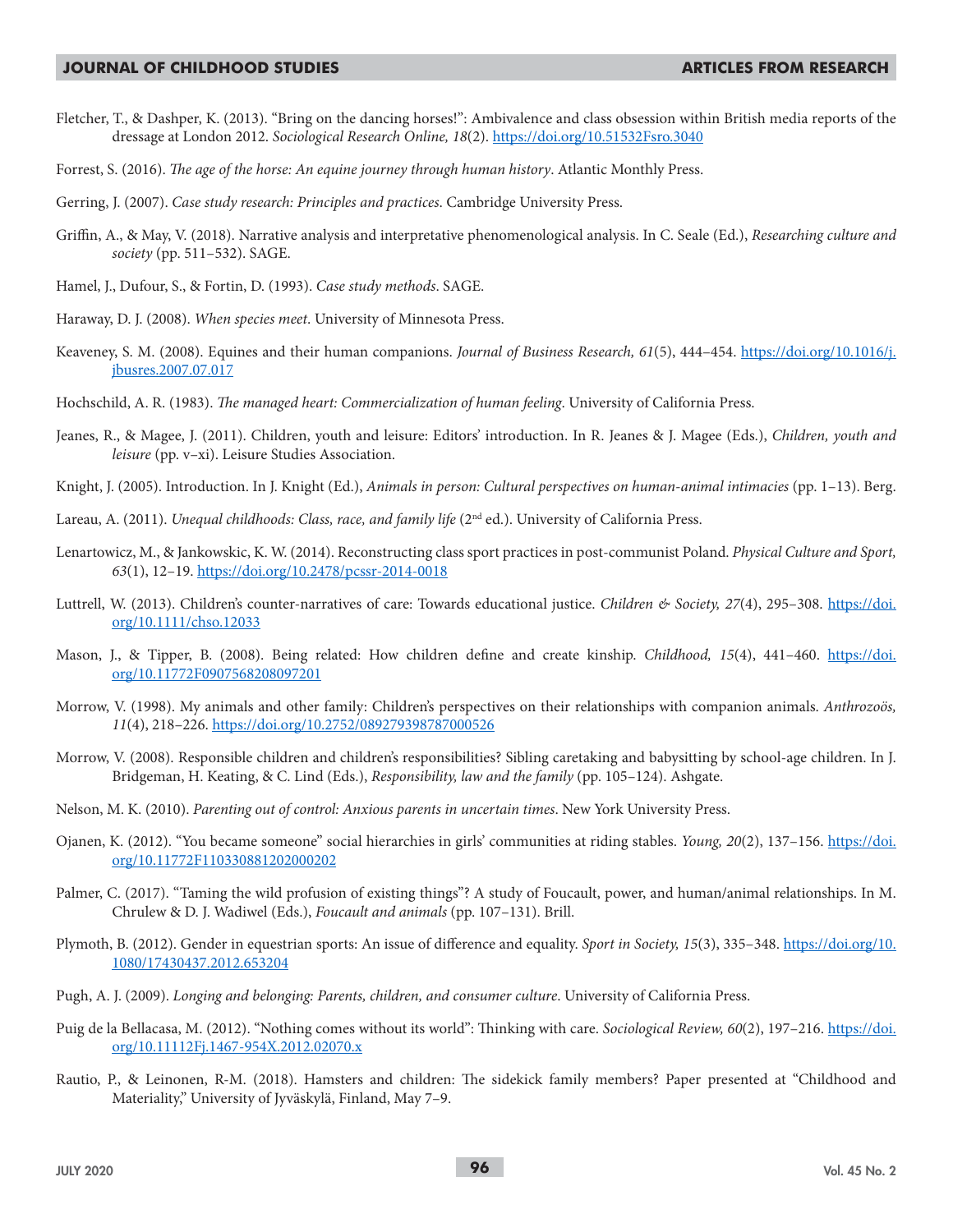Fletcher, T., & Dashper, K. (2013). "Bring on the dancing horses!": Ambivalence and class obsession within British media reports of the dressage at London 2012. *Sociological Research Online, 18*(2). https://doi.org/10.51532Fsro.3040

Forrest, S. (2016). *The age of the horse: An equine journey through human history*. Atlantic Monthly Press.

Gerring, J. (2007). *Case study research: Principles and practices*. Cambridge University Press.

Griffin, A., & May, V. (2018). Narrative analysis and interpretative phenomenological analysis. In C. Seale (Ed.), *Researching culture and society* (pp. 511–532). SAGE.

Hamel, J., Dufour, S., & Fortin, D. (1993). *Case study methods*. SAGE.

Haraway, D. J. (2008). *When species meet*. University of Minnesota Press.

Keaveney, S. M. (2008). Equines and their human companions. *Journal of Business Research, 61*(5), 444–454. https://doi.org/10.1016/j.jbusres.2007.07.017

Hochschild, A. R. (1983). *The managed heart: Commercialization of human feeling*. University of California Press.

Jeanes, R., & Magee, J. (2011). Children, youth and leisure: Editors' introduction. In R. Jeanes & J. Magee (Eds.), *Children, youth and leisure* (pp. v–xi). Leisure Studies Association.

Knight, J. (2005). Introduction. In J. Knight (Ed.), *Animals in person: Cultural perspectives on human-animal intimacies* (pp. 1–13). Berg.

Lareau, A. (2011). *Unequal childhoods: Class, race, and family life* (2nd ed.). University of California Press.

Lenartowicz, M., & Jankowskic, K. W. (2014). Reconstructing class sport practices in post-communist Poland. *Physical Culture and Sport, 63*(1), 12–19. https://doi.org/10.2478/pcssr-2014-0018

Luttrell, W. (2013). Children's counter-narratives of care: Towards educational justice. *Children & Society, 27*(4), 295–308. https://doi.org/10.1111/chso.12033

Mason, J., & Tipper, B. (2008). Being related: How children define and create kinship. *Childhood, 15*(4), 441–460. https://doi.org/10.11772F0907568208097201

Morrow, V. (1998). My animals and other family: Children's perspectives on their relationships with companion animals. *Anthrozoös, 11*(4), 218–226. https://doi.org/10.2752/089279398787000526

Morrow, V. (2008). Responsible children and children's responsibilities? Sibling caretaking and babysitting by school-age children. In J. Bridgeman, H. Keating, & C. Lind (Eds.), *Responsibility, law and the family* (pp. 105–124). Ashgate.

Nelson, M. K. (2010). *Parenting out of control: Anxious parents in uncertain times*. New York University Press.

Ojanen, K. (2012). "You became someone" social hierarchies in girls' communities at riding stables. *Young, 20*(2), 137–156. https://doi.org/10.11772F110330881202000202

Palmer, C. (2017). "Taming the wild profusion of existing things"? A study of Foucault, power, and human/animal relationships. In M. Chrulew & D. J. Wadiwel (Eds.), *Foucault and animals* (pp. 107–131). Brill.

Plymoth, B. (2012). Gender in equestrian sports: An issue of difference and equality. *Sport in Society, 15*(3), 335–348. https://doi.org/10.1080/17430437.2012.653204

Pugh, A. J. (2009). *Longing and belonging: Parents, children, and consumer culture*. University of California Press.

Puig de la Bellacasa, M. (2012). "Nothing comes without its world": Thinking with care. *Sociological Review, 60*(2), 197–216. https://doi.org/10.11112Fj.1467-954X.2012.02070.x

Rautio, P., & Leinonen, R-M. (2018). Hamsters and children: The sidekick family members? Paper presented at "Childhood and Materiality," University of Jyväskylä, Finland, May 7–9.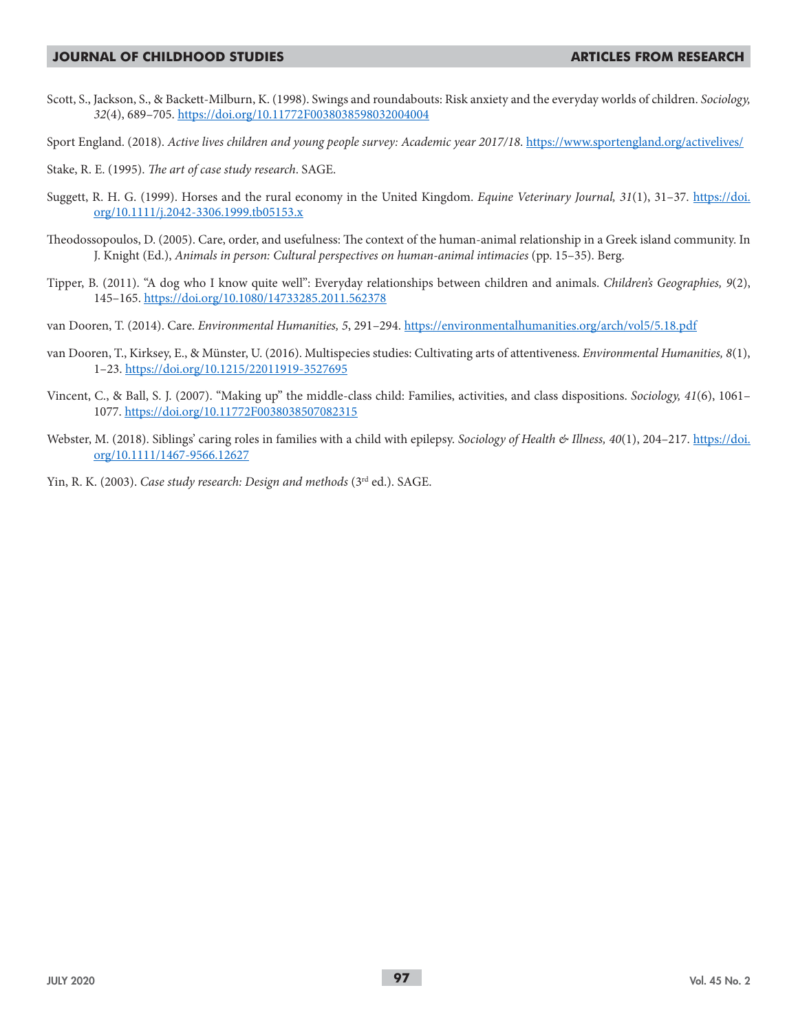Scott, S., Jackson, S., & Backett-Milburn, K. (1998). Swings and roundabouts: Risk anxiety and the everyday worlds of children. *Sociology, 32*(4), 689–705. https://doi.org/10.11772F0038038598032004004

Sport England. (2018). *Active lives children and young people survey: Academic year 2017/18*. https://www.sportengland.org/activelives/

Stake, R. E. (1995). *The art of case study research*. SAGE.

Suggett, R. H. G. (1999). Horses and the rural economy in the United Kingdom. *Equine Veterinary Journal, 31*(1), 31–37. https://doi.org/10.1111/j.2042-3306.1999.tb05153.x

Theodossopoulos, D. (2005). Care, order, and usefulness: The context of the human-animal relationship in a Greek island community. In J. Knight (Ed.), *Animals in person: Cultural perspectives on human-animal intimacies* (pp. 15–35). Berg.

Tipper, B. (2011). "A dog who I know quite well": Everyday relationships between children and animals. *Children's Geographies, 9*(2), 145–165. https://doi.org/10.1080/14733285.2011.562378

van Dooren, T. (2014). Care. *Environmental Humanities, 5*, 291–294. https://environmentalhumanities.org/arch/vol5/5.18.pdf

van Dooren, T., Kirksey, E., & Münster, U. (2016). Multispecies studies: Cultivating arts of attentiveness. *Environmental Humanities, 8*(1), 1–23. https://doi.org/10.1215/22011919-3527695

Vincent, C., & Ball, S. J. (2007). "Making up" the middle-class child: Families, activities, and class dispositions. *Sociology, 41*(6), 1061–1077. https://doi.org/10.11772F0038038507082315

Webster, M. (2018). Siblings' caring roles in families with a child with epilepsy. *Sociology of Health & Illness, 40*(1), 204–217. https://doi.org/10.1111/1467-9566.12627

Yin, R. K. (2003). *Case study research: Design and methods* (3rd ed.). SAGE.